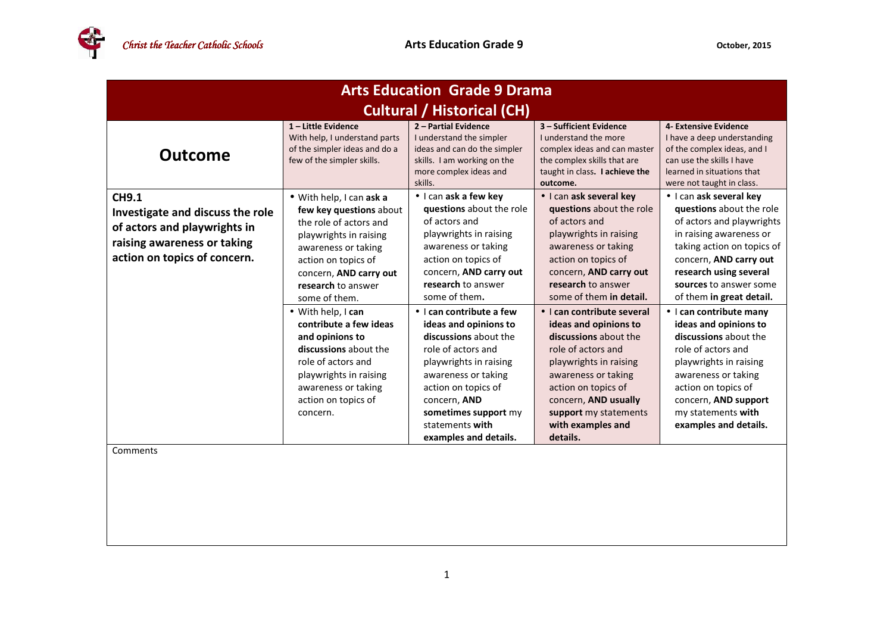# Arts Education Grade 9 Drama

## Cultural / Historical (CH)

| **Outcome** | **1 – Little Evidence** With help, I understand parts of the simpler ideas and do a few of the simpler skills. | **2 – Partial Evidence** I understand the simpler ideas and can do the simpler skills. I am working on the more complex ideas and skills. | **3 – Sufficient Evidence** I understand the more complex ideas and can master the complex skills that are taught in class. **I achieve the outcome.** | **4- Extensive Evidence** I have a deep understanding of the complex ideas, and I can use the skills I have learned in situations that were not taught in class. |
|---|---|---|---|---|
| **CH9.1** **Investigate and discuss the role of actors and playwrights in raising awareness or taking action on topics of concern.** | • With help, I can **ask a few key questions** about the role of actors and playwrights in raising awareness or taking action on topics of concern, **AND carry out research** to answer some of them. | • I can **ask a few key questions** about the role of actors and playwrights in raising awareness or taking action on topics of concern, **AND carry out research** to answer some of them**.** | • I can **ask several key questions** about the role of actors and playwrights in raising awareness or taking action on topics of concern, **AND carry out research** to answer some of them **in detail.** | • I can **ask several key questions** about the role of actors and playwrights in raising awareness or taking action on topics of concern, **AND carry out research using several sources** to answer some of them **in great detail.** |
| | • With help, I **can contribute a few ideas and opinions to discussions** about the role of actors and playwrights in raising awareness or taking action on topics of concern. | • I **can contribute a few ideas and opinions to discussions** about the role of actors and playwrights in raising awareness or taking action on topics of concern, **AND sometimes support** my statements **with examples and details.** | • I **can contribute several ideas and opinions to discussions** about the role of actors and playwrights in raising awareness or taking action on topics of concern, **AND usually support** my statements **with examples and details.** | • I **can contribute many ideas and opinions to discussions** about the role of actors and playwrights in raising awareness or taking action on topics of concern, **AND support** my statements **with examples and details.** |

Comments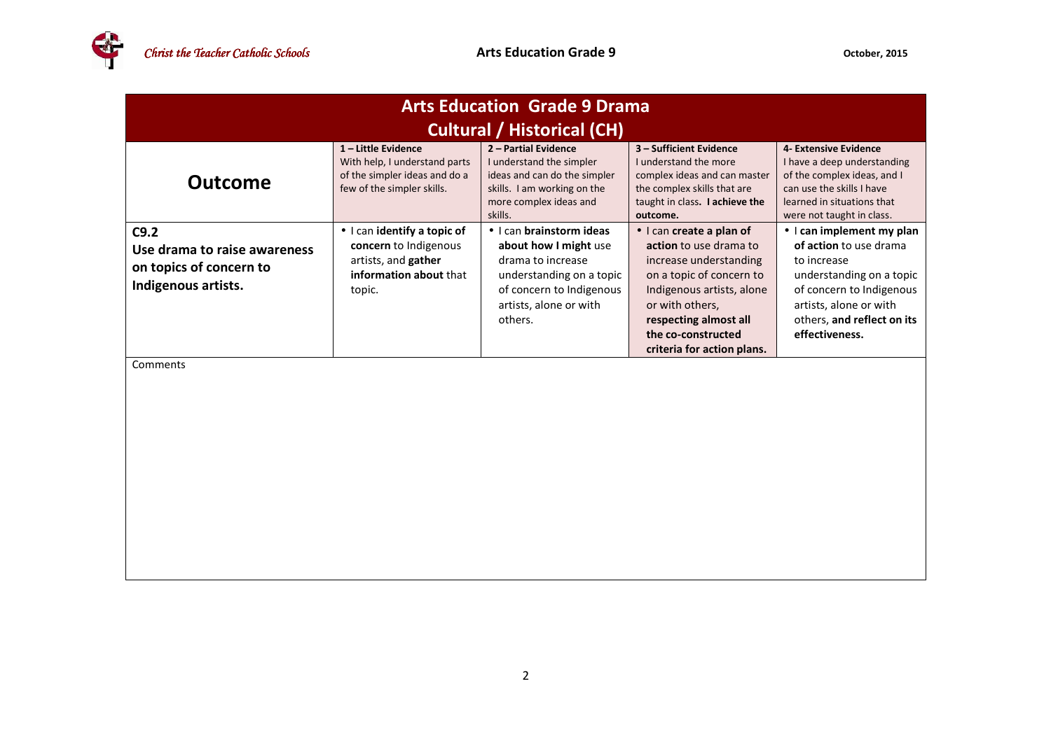# Arts Education Grade 9 Drama

## Cultural / Historical (CH)

| Outcome | 1 – Little Evidence<br>With help, I understand parts of the simpler ideas and do a few of the simpler skills. | 2 – Partial Evidence<br>I understand the simpler ideas and can do the simpler skills. I am working on the more complex ideas and skills. | 3 – Sufficient Evidence<br>I understand the more complex ideas and can master the complex skills that are taught in class. **I achieve the outcome.** | 4- Extensive Evidence<br>I have a deep understanding of the complex ideas, and I can use the skills I have learned in situations that were not taught in class. |
|---|---|---|---|---|
| **C9.2**<br>**Use drama to raise awareness on topics of concern to Indigenous artists.** | • I can **identify a topic of concern** to Indigenous artists, and **gather information about** that topic. | • I can **brainstorm ideas about how I might** use drama to increase understanding on a topic of concern to Indigenous artists, alone or with others. | • I can **create a plan of action** to use drama to increase understanding on a topic of concern to Indigenous artists, alone or with others, **respecting almost all the co-constructed criteria for action plans.** | • I **can implement my plan of action** to use drama to increase understanding on a topic of concern to Indigenous artists, alone or with others, **and reflect on its effectiveness.** |

Comments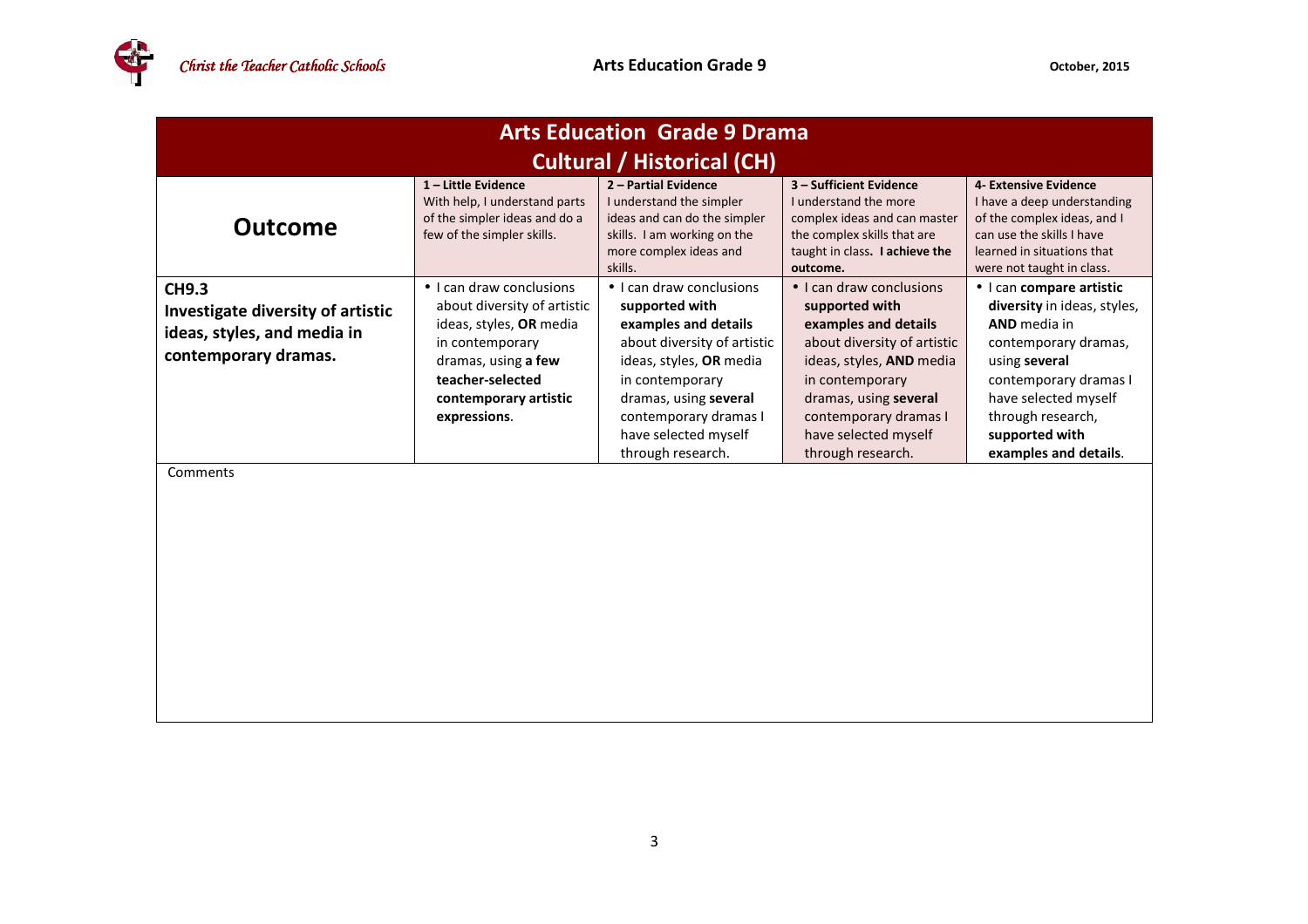# Arts Education Grade 9 Drama

## Cultural / Historical (CH)

| Outcome | 1 – Little Evidence<br>With help, I understand parts of the simpler ideas and do a few of the simpler skills. | 2 – Partial Evidence<br>I understand the simpler ideas and can do the simpler skills. I am working on the more complex ideas and skills. | 3 – Sufficient Evidence<br>I understand the more complex ideas and can master the complex skills that are taught in class. **I achieve the outcome.** | 4- Extensive Evidence<br>I have a deep understanding of the complex ideas, and I can use the skills I have learned in situations that were not taught in class. |
|---|---|---|---|---|
| **CH9.3**<br>**Investigate diversity of artistic ideas, styles, and media in contemporary dramas.** | • I can draw conclusions about diversity of artistic ideas, styles, **OR** media in contemporary dramas, using **a few teacher-selected contemporary artistic expressions**. | • I can draw conclusions **supported with examples and details** about diversity of artistic ideas, styles, **OR** media in contemporary dramas, using **several** contemporary dramas I have selected myself through research. | • I can draw conclusions **supported with examples and details** about diversity of artistic ideas, styles, **AND** media in contemporary dramas, using **several** contemporary dramas I have selected myself through research. | • I can **compare artistic diversity** in ideas, styles, **AND** media in contemporary dramas, using **several** contemporary dramas I have selected myself through research, **supported with examples and details**. |

Comments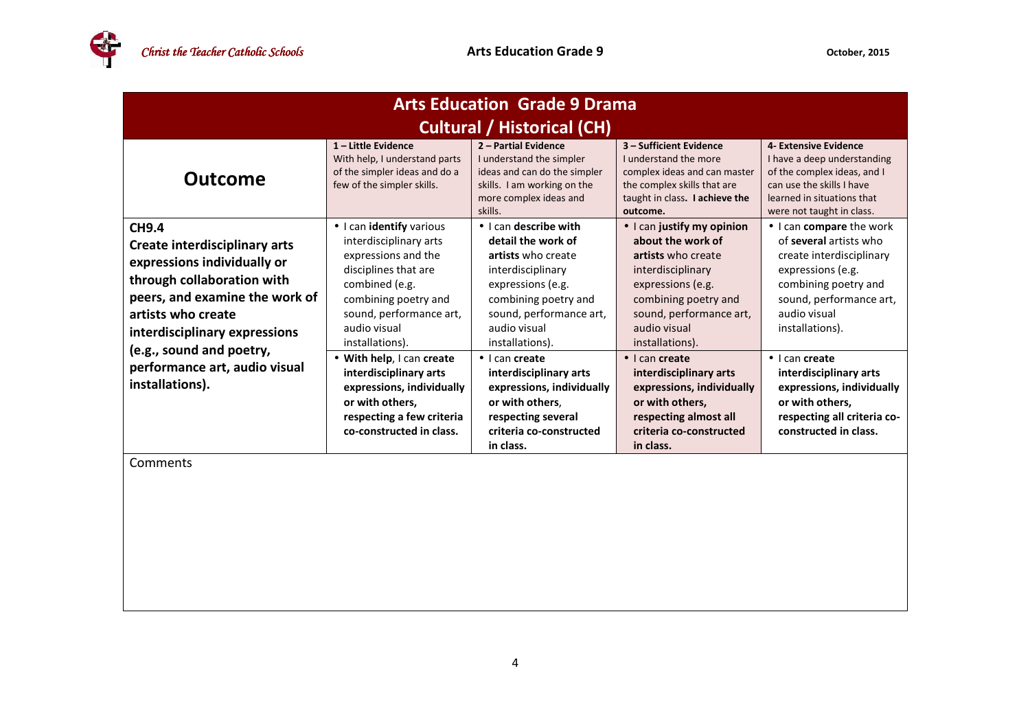# Arts Education Grade 9 Drama

## Cultural / Historical (CH)

| Outcome | 1 – Little Evidence With help, I understand parts of the simpler ideas and do a few of the simpler skills. | 2 – Partial Evidence I understand the simpler ideas and can do the simpler skills. I am working on the more complex ideas and skills. | 3 – Sufficient Evidence I understand the more complex ideas and can master the complex skills that are taught in class. **I achieve the outcome.** | 4- Extensive Evidence I have a deep understanding of the complex ideas, and I can use the skills I have learned in situations that were not taught in class. |
|---|---|---|---|---|
| **CH9.4** **Create interdisciplinary arts expressions individually or through collaboration with peers, and examine the work of artists who create interdisciplinary expressions (e.g., sound and poetry, performance art, audio visual installations).** | • I can **identify** various interdisciplinary arts expressions and the disciplines that are combined (e.g. combining poetry and sound, performance art, audio visual installations). | • I can **describe with detail the work of artists** who create interdisciplinary expressions (e.g. combining poetry and sound, performance art, audio visual installations). | • I can **justify my opinion about the work of artists** who create interdisciplinary expressions (e.g. combining poetry and sound, performance art, audio visual installations). | • I can **compare** the work of **several** artists who create interdisciplinary expressions (e.g. combining poetry and sound, performance art, audio visual installations). |
| | • **With help**, I can **create interdisciplinary arts expressions, individually or with others, respecting a few criteria co-constructed in class.** | • I can **create interdisciplinary arts expressions, individually or with others, respecting several criteria co-constructed in class.** | • I can **create interdisciplinary arts expressions, individually or with others, respecting almost all criteria co-constructed in class.** | • I can **create interdisciplinary arts expressions, individually or with others, respecting all criteria co-constructed in class.** |

Comments